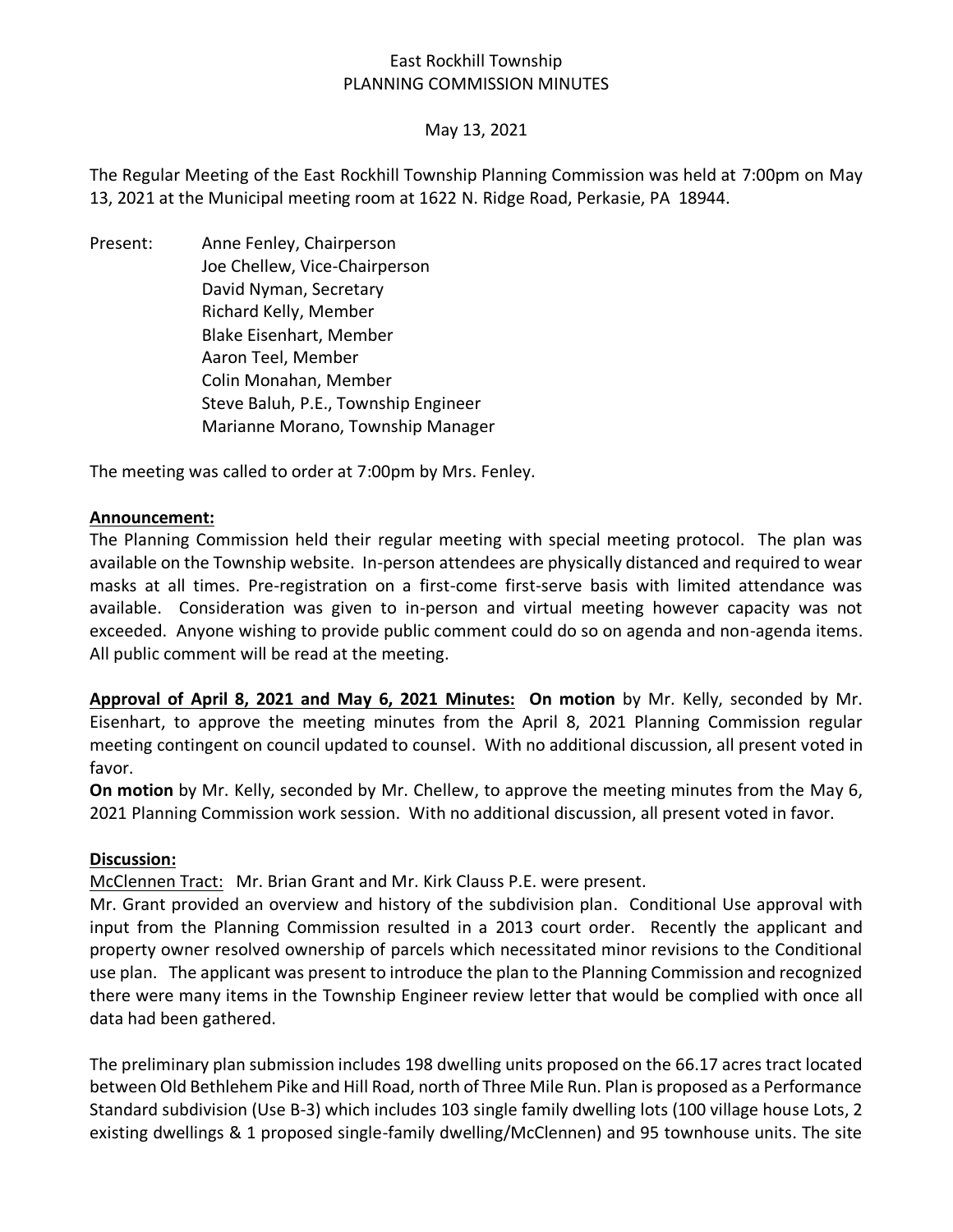East Rockhill Township
PLANNING COMMISSION MINUTES

May 13, 2021

The Regular Meeting of the East Rockhill Township Planning Commission was held at 7:00pm on May 13, 2021 at the Municipal meeting room at 1622 N. Ridge Road, Perkasie, PA 18944.

Present:
- Anne Fenley, Chairperson
- Joe Chellew, Vice-Chairperson
- David Nyman, Secretary
- Richard Kelly, Member
- Blake Eisenhart, Member
- Aaron Teel, Member
- Colin Monahan, Member
- Steve Baluh, P.E., Township Engineer
- Marianne Morano, Township Manager

The meeting was called to order at 7:00pm by Mrs. Fenley.

**Announcement:**
The Planning Commission held their regular meeting with special meeting protocol. The plan was available on the Township website. In-person attendees are physically distanced and required to wear masks at all times. Pre-registration on a first-come first-serve basis with limited attendance was available. Consideration was given to in-person and virtual meeting however capacity was not exceeded. Anyone wishing to provide public comment could do so on agenda and non-agenda items. All public comment will be read at the meeting.

**Approval of April 8, 2021 and May 6, 2021 Minutes:** **On motion** by Mr. Kelly, seconded by Mr. Eisenhart, to approve the meeting minutes from the April 8, 2021 Planning Commission regular meeting contingent on council updated to counsel. With no additional discussion, all present voted in favor.

**On motion** by Mr. Kelly, seconded by Mr. Chellew, to approve the meeting minutes from the May 6, 2021 Planning Commission work session. With no additional discussion, all present voted in favor.

**Discussion:**

McClennen Tract: Mr. Brian Grant and Mr. Kirk Clauss P.E. were present.

Mr. Grant provided an overview and history of the subdivision plan. Conditional Use approval with input from the Planning Commission resulted in a 2013 court order. Recently the applicant and property owner resolved ownership of parcels which necessitated minor revisions to the Conditional use plan. The applicant was present to introduce the plan to the Planning Commission and recognized there were many items in the Township Engineer review letter that would be complied with once all data had been gathered.

The preliminary plan submission includes 198 dwelling units proposed on the 66.17 acres tract located between Old Bethlehem Pike and Hill Road, north of Three Mile Run. Plan is proposed as a Performance Standard subdivision (Use B-3) which includes 103 single family dwelling lots (100 village house Lots, 2 existing dwellings & 1 proposed single-family dwelling/McClennen) and 95 townhouse units. The site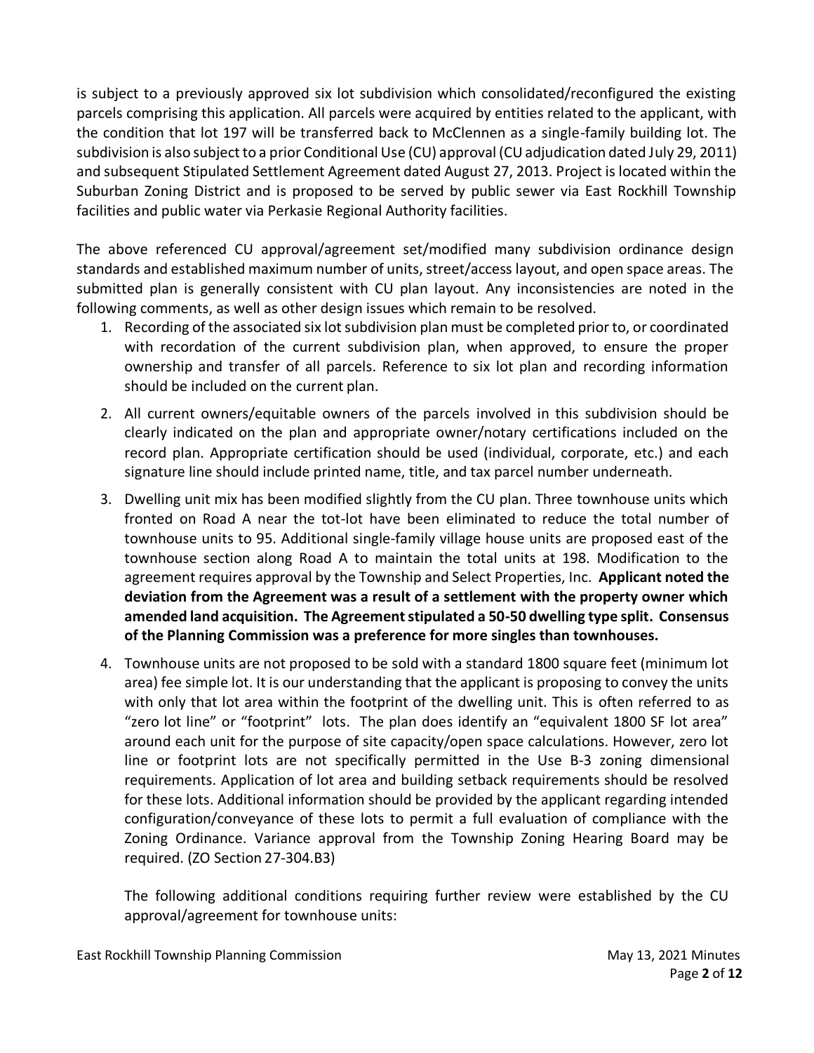is subject to a previously approved six lot subdivision which consolidated/reconfigured the existing parcels comprising this application. All parcels were acquired by entities related to the applicant, with the condition that lot 197 will be transferred back to McClennen as a single-family building lot. The subdivision is also subject to a prior Conditional Use (CU) approval (CU adjudication dated July 29, 2011) and subsequent Stipulated Settlement Agreement dated August 27, 2013. Project is located within the Suburban Zoning District and is proposed to be served by public sewer via East Rockhill Township facilities and public water via Perkasie Regional Authority facilities.

The above referenced CU approval/agreement set/modified many subdivision ordinance design standards and established maximum number of units, street/access layout, and open space areas. The submitted plan is generally consistent with CU plan layout. Any inconsistencies are noted in the following comments, as well as other design issues which remain to be resolved.

1. Recording of the associated six lot subdivision plan must be completed prior to, or coordinated with recordation of the current subdivision plan, when approved, to ensure the proper ownership and transfer of all parcels. Reference to six lot plan and recording information should be included on the current plan.

2. All current owners/equitable owners of the parcels involved in this subdivision should be clearly indicated on the plan and appropriate owner/notary certifications included on the record plan. Appropriate certification should be used (individual, corporate, etc.) and each signature line should include printed name, title, and tax parcel number underneath.

3. Dwelling unit mix has been modified slightly from the CU plan. Three townhouse units which fronted on Road A near the tot-lot have been eliminated to reduce the total number of townhouse units to 95. Additional single-family village house units are proposed east of the townhouse section along Road A to maintain the total units at 198. Modification to the agreement requires approval by the Township and Select Properties, Inc. **Applicant noted the deviation from the Agreement was a result of a settlement with the property owner which amended land acquisition. The Agreement stipulated a 50-50 dwelling type split. Consensus of the Planning Commission was a preference for more singles than townhouses.**

4. Townhouse units are not proposed to be sold with a standard 1800 square feet (minimum lot area) fee simple lot. It is our understanding that the applicant is proposing to convey the units with only that lot area within the footprint of the dwelling unit. This is often referred to as "zero lot line" or "footprint" lots. The plan does identify an "equivalent 1800 SF lot area" around each unit for the purpose of site capacity/open space calculations. However, zero lot line or footprint lots are not specifically permitted in the Use B-3 zoning dimensional requirements. Application of lot area and building setback requirements should be resolved for these lots. Additional information should be provided by the applicant regarding intended configuration/conveyance of these lots to permit a full evaluation of compliance with the Zoning Ordinance. Variance approval from the Township Zoning Hearing Board may be required. (ZO Section 27-304.B3)

   The following additional conditions requiring further review were established by the CU approval/agreement for townhouse units: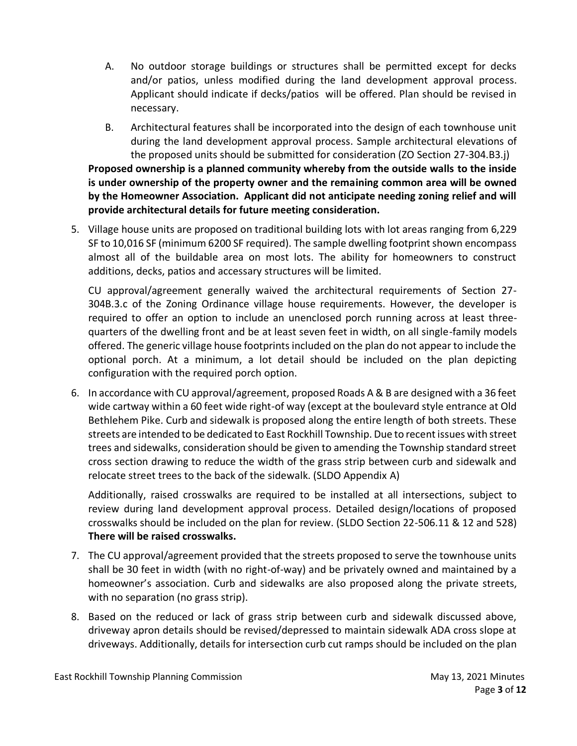A. No outdoor storage buildings or structures shall be permitted except for decks and/or patios, unless modified during the land development approval process. Applicant should indicate if decks/patios will be offered. Plan should be revised in necessary.

B. Architectural features shall be incorporated into the design of each townhouse unit during the land development approval process. Sample architectural elevations of the proposed units should be submitted for consideration (ZO Section 27-304.B3.j)

**Proposed ownership is a planned community whereby from the outside walls to the inside is under ownership of the property owner and the remaining common area will be owned by the Homeowner Association. Applicant did not anticipate needing zoning relief and will provide architectural details for future meeting consideration.**

5. Village house units are proposed on traditional building lots with lot areas ranging from 6,229 SF to 10,016 SF (minimum 6200 SF required). The sample dwelling footprint shown encompass almost all of the buildable area on most lots. The ability for homeowners to construct additions, decks, patios and accessary structures will be limited.

   CU approval/agreement generally waived the architectural requirements of Section 27-304B.3.c of the Zoning Ordinance village house requirements. However, the developer is required to offer an option to include an unenclosed porch running across at least three-quarters of the dwelling front and be at least seven feet in width, on all single-family models offered. The generic village house footprints included on the plan do not appear to include the optional porch. At a minimum, a lot detail should be included on the plan depicting configuration with the required porch option.

6. In accordance with CU approval/agreement, proposed Roads A & B are designed with a 36 feet wide cartway within a 60 feet wide right-of way (except at the boulevard style entrance at Old Bethlehem Pike. Curb and sidewalk is proposed along the entire length of both streets. These streets are intended to be dedicated to East Rockhill Township. Due to recent issues with street trees and sidewalks, consideration should be given to amending the Township standard street cross section drawing to reduce the width of the grass strip between curb and sidewalk and relocate street trees to the back of the sidewalk. (SLDO Appendix A)

   Additionally, raised crosswalks are required to be installed at all intersections, subject to review during land development approval process. Detailed design/locations of proposed crosswalks should be included on the plan for review. (SLDO Section 22-506.11 & 12 and 528) **There will be raised crosswalks.**

7. The CU approval/agreement provided that the streets proposed to serve the townhouse units shall be 30 feet in width (with no right-of-way) and be privately owned and maintained by a homeowner's association. Curb and sidewalks are also proposed along the private streets, with no separation (no grass strip).

8. Based on the reduced or lack of grass strip between curb and sidewalk discussed above, driveway apron details should be revised/depressed to maintain sidewalk ADA cross slope at driveways. Additionally, details for intersection curb cut ramps should be included on the plan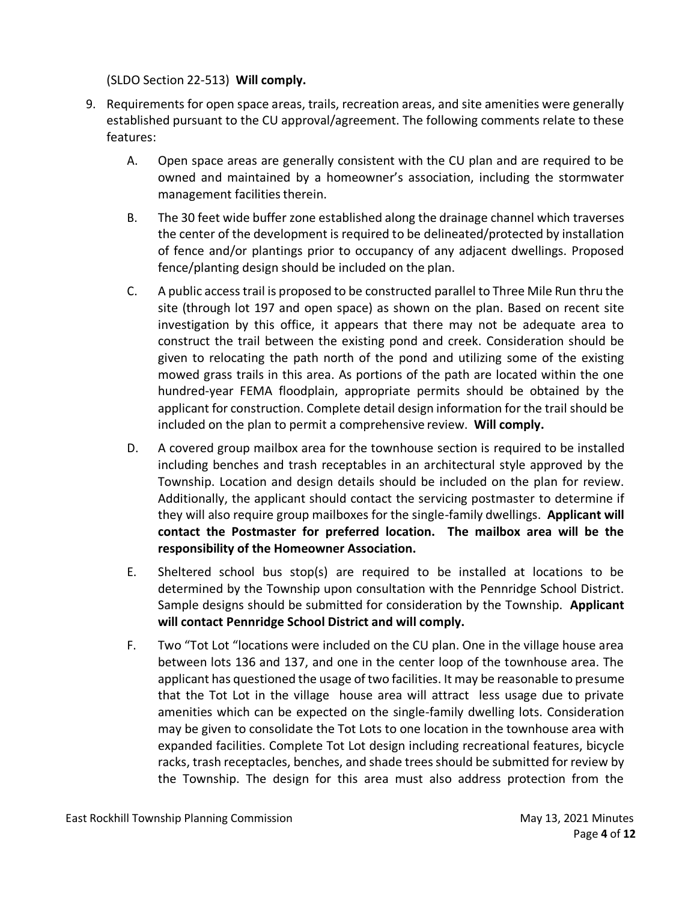(SLDO Section 22-513) **Will comply.**

9. Requirements for open space areas, trails, recreation areas, and site amenities were generally established pursuant to the CU approval/agreement. The following comments relate to these features:

   A. Open space areas are generally consistent with the CU plan and are required to be owned and maintained by a homeowner's association, including the stormwater management facilities therein.

   B. The 30 feet wide buffer zone established along the drainage channel which traverses the center of the development is required to be delineated/protected by installation of fence and/or plantings prior to occupancy of any adjacent dwellings. Proposed fence/planting design should be included on the plan.

   C. A public access trail is proposed to be constructed parallel to Three Mile Run thru the site (through lot 197 and open space) as shown on the plan. Based on recent site investigation by this office, it appears that there may not be adequate area to construct the trail between the existing pond and creek. Consideration should be given to relocating the path north of the pond and utilizing some of the existing mowed grass trails in this area. As portions of the path are located within the one hundred-year FEMA floodplain, appropriate permits should be obtained by the applicant for construction. Complete detail design information for the trail should be included on the plan to permit a comprehensive review. **Will comply.**

   D. A covered group mailbox area for the townhouse section is required to be installed including benches and trash receptables in an architectural style approved by the Township. Location and design details should be included on the plan for review. Additionally, the applicant should contact the servicing postmaster to determine if they will also require group mailboxes for the single-family dwellings. **Applicant will contact the Postmaster for preferred location. The mailbox area will be the responsibility of the Homeowner Association.**

   E. Sheltered school bus stop(s) are required to be installed at locations to be determined by the Township upon consultation with the Pennridge School District. Sample designs should be submitted for consideration by the Township. **Applicant will contact Pennridge School District and will comply.**

   F. Two "Tot Lot "locations were included on the CU plan. One in the village house area between lots 136 and 137, and one in the center loop of the townhouse area. The applicant has questioned the usage of two facilities. It may be reasonable to presume that the Tot Lot in the village house area will attract less usage due to private amenities which can be expected on the single-family dwelling lots. Consideration may be given to consolidate the Tot Lots to one location in the townhouse area with expanded facilities. Complete Tot Lot design including recreational features, bicycle racks, trash receptacles, benches, and shade trees should be submitted for review by the Township. The design for this area must also address protection from the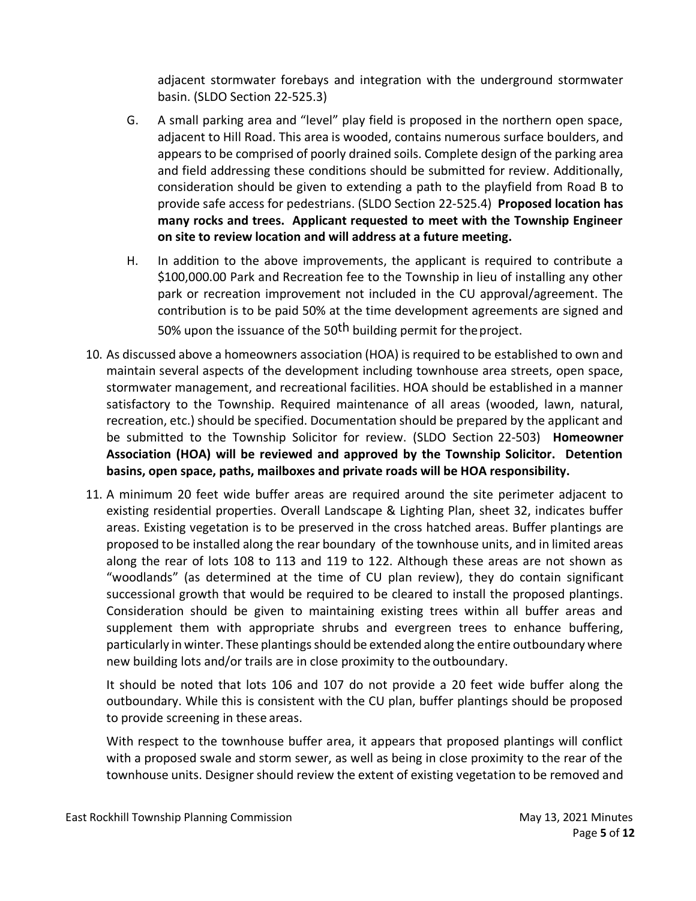adjacent stormwater forebays and integration with the underground stormwater basin. (SLDO Section 22-525.3)

G. A small parking area and "level" play field is proposed in the northern open space, adjacent to Hill Road. This area is wooded, contains numerous surface boulders, and appears to be comprised of poorly drained soils. Complete design of the parking area and field addressing these conditions should be submitted for review. Additionally, consideration should be given to extending a path to the playfield from Road B to provide safe access for pedestrians. (SLDO Section 22-525.4) **Proposed location has many rocks and trees. Applicant requested to meet with the Township Engineer on site to review location and will address at a future meeting.**

H. In addition to the above improvements, the applicant is required to contribute a $100,000.00 Park and Recreation fee to the Township in lieu of installing any other park or recreation improvement not included in the CU approval/agreement. The contribution is to be paid 50% at the time development agreements are signed and 50% upon the issuance of the 50th building permit for the project.

10. As discussed above a homeowners association (HOA) is required to be established to own and maintain several aspects of the development including townhouse area streets, open space, stormwater management, and recreational facilities. HOA should be established in a manner satisfactory to the Township. Required maintenance of all areas (wooded, lawn, natural, recreation, etc.) should be specified. Documentation should be prepared by the applicant and be submitted to the Township Solicitor for review. (SLDO Section 22-503) **Homeowner Association (HOA) will be reviewed and approved by the Township Solicitor. Detention basins, open space, paths, mailboxes and private roads will be HOA responsibility.**

11. A minimum 20 feet wide buffer areas are required around the site perimeter adjacent to existing residential properties. Overall Landscape & Lighting Plan, sheet 32, indicates buffer areas. Existing vegetation is to be preserved in the cross hatched areas. Buffer plantings are proposed to be installed along the rear boundary of the townhouse units, and in limited areas along the rear of lots 108 to 113 and 119 to 122. Although these areas are not shown as "woodlands" (as determined at the time of CU plan review), they do contain significant successional growth that would be required to be cleared to install the proposed plantings. Consideration should be given to maintaining existing trees within all buffer areas and supplement them with appropriate shrubs and evergreen trees to enhance buffering, particularly in winter. These plantings should be extended along the entire outboundary where new building lots and/or trails are in close proximity to the outboundary.

    It should be noted that lots 106 and 107 do not provide a 20 feet wide buffer along the outboundary. While this is consistent with the CU plan, buffer plantings should be proposed to provide screening in these areas.

    With respect to the townhouse buffer area, it appears that proposed plantings will conflict with a proposed swale and storm sewer, as well as being in close proximity to the rear of the townhouse units. Designer should review the extent of existing vegetation to be removed and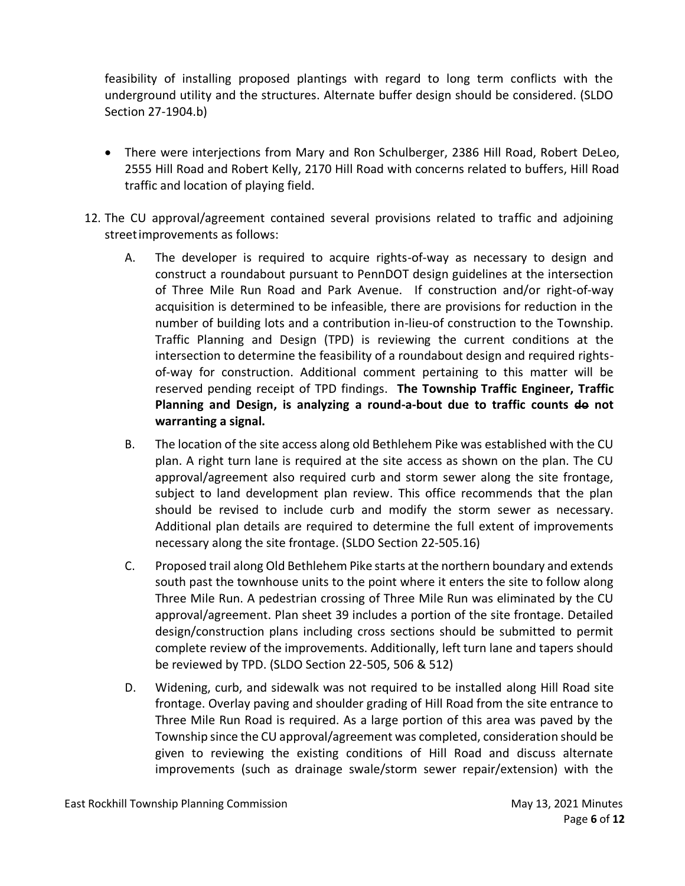feasibility of installing proposed plantings with regard to long term conflicts with the underground utility and the structures. Alternate buffer design should be considered. (SLDO Section 27-1904.b)

- There were interjections from Mary and Ron Schulberger, 2386 Hill Road, Robert DeLeo, 2555 Hill Road and Robert Kelly, 2170 Hill Road with concerns related to buffers, Hill Road traffic and location of playing field.

12. The CU approval/agreement contained several provisions related to traffic and adjoining street improvements as follows:

    A. The developer is required to acquire rights-of-way as necessary to design and construct a roundabout pursuant to PennDOT design guidelines at the intersection of Three Mile Run Road and Park Avenue. If construction and/or right-of-way acquisition is determined to be infeasible, there are provisions for reduction in the number of building lots and a contribution in-lieu-of construction to the Township. Traffic Planning and Design (TPD) is reviewing the current conditions at the intersection to determine the feasibility of a roundabout design and required rights-of-way for construction. Additional comment pertaining to this matter will be reserved pending receipt of TPD findings. **The Township Traffic Engineer, Traffic Planning and Design, is analyzing a round-a-bout due to traffic counts ~~do~~ not warranting a signal.**

    B. The location of the site access along old Bethlehem Pike was established with the CU plan. A right turn lane is required at the site access as shown on the plan. The CU approval/agreement also required curb and storm sewer along the site frontage, subject to land development plan review. This office recommends that the plan should be revised to include curb and modify the storm sewer as necessary. Additional plan details are required to determine the full extent of improvements necessary along the site frontage. (SLDO Section 22-505.16)

    C. Proposed trail along Old Bethlehem Pike starts at the northern boundary and extends south past the townhouse units to the point where it enters the site to follow along Three Mile Run. A pedestrian crossing of Three Mile Run was eliminated by the CU approval/agreement. Plan sheet 39 includes a portion of the site frontage. Detailed design/construction plans including cross sections should be submitted to permit complete review of the improvements. Additionally, left turn lane and tapers should be reviewed by TPD. (SLDO Section 22-505, 506 & 512)

    D. Widening, curb, and sidewalk was not required to be installed along Hill Road site frontage. Overlay paving and shoulder grading of Hill Road from the site entrance to Three Mile Run Road is required. As a large portion of this area was paved by the Township since the CU approval/agreement was completed, consideration should be given to reviewing the existing conditions of Hill Road and discuss alternate improvements (such as drainage swale/storm sewer repair/extension) with the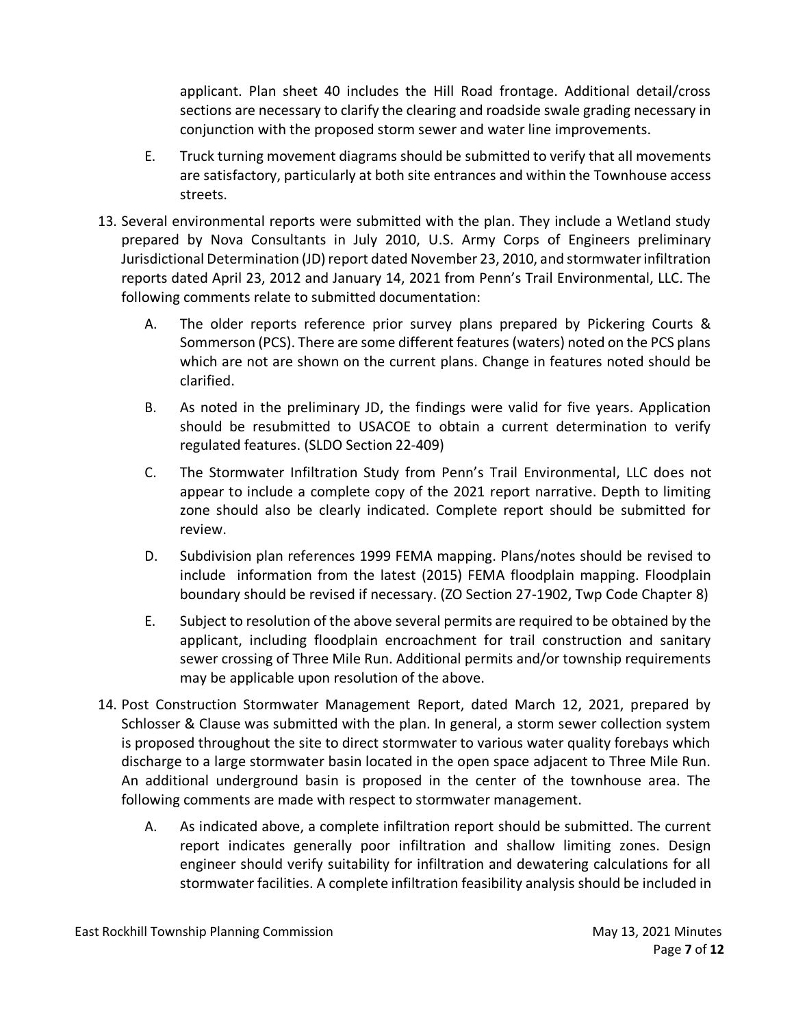applicant. Plan sheet 40 includes the Hill Road frontage. Additional detail/cross sections are necessary to clarify the clearing and roadside swale grading necessary in conjunction with the proposed storm sewer and water line improvements.

E. Truck turning movement diagrams should be submitted to verify that all movements are satisfactory, particularly at both site entrances and within the Townhouse access streets.

13. Several environmental reports were submitted with the plan. They include a Wetland study prepared by Nova Consultants in July 2010, U.S. Army Corps of Engineers preliminary Jurisdictional Determination (JD) report dated November 23, 2010, and stormwater infiltration reports dated April 23, 2012 and January 14, 2021 from Penn's Trail Environmental, LLC. The following comments relate to submitted documentation:

    A. The older reports reference prior survey plans prepared by Pickering Courts & Sommerson (PCS). There are some different features (waters) noted on the PCS plans which are not are shown on the current plans. Change in features noted should be clarified.

    B. As noted in the preliminary JD, the findings were valid for five years. Application should be resubmitted to USACOE to obtain a current determination to verify regulated features. (SLDO Section 22-409)

    C. The Stormwater Infiltration Study from Penn's Trail Environmental, LLC does not appear to include a complete copy of the 2021 report narrative. Depth to limiting zone should also be clearly indicated. Complete report should be submitted for review.

    D. Subdivision plan references 1999 FEMA mapping. Plans/notes should be revised to include information from the latest (2015) FEMA floodplain mapping. Floodplain boundary should be revised if necessary. (ZO Section 27-1902, Twp Code Chapter 8)

    E. Subject to resolution of the above several permits are required to be obtained by the applicant, including floodplain encroachment for trail construction and sanitary sewer crossing of Three Mile Run. Additional permits and/or township requirements may be applicable upon resolution of the above.

14. Post Construction Stormwater Management Report, dated March 12, 2021, prepared by Schlosser & Clause was submitted with the plan. In general, a storm sewer collection system is proposed throughout the site to direct stormwater to various water quality forebays which discharge to a large stormwater basin located in the open space adjacent to Three Mile Run. An additional underground basin is proposed in the center of the townhouse area. The following comments are made with respect to stormwater management.

    A. As indicated above, a complete infiltration report should be submitted. The current report indicates generally poor infiltration and shallow limiting zones. Design engineer should verify suitability for infiltration and dewatering calculations for all stormwater facilities. A complete infiltration feasibility analysis should be included in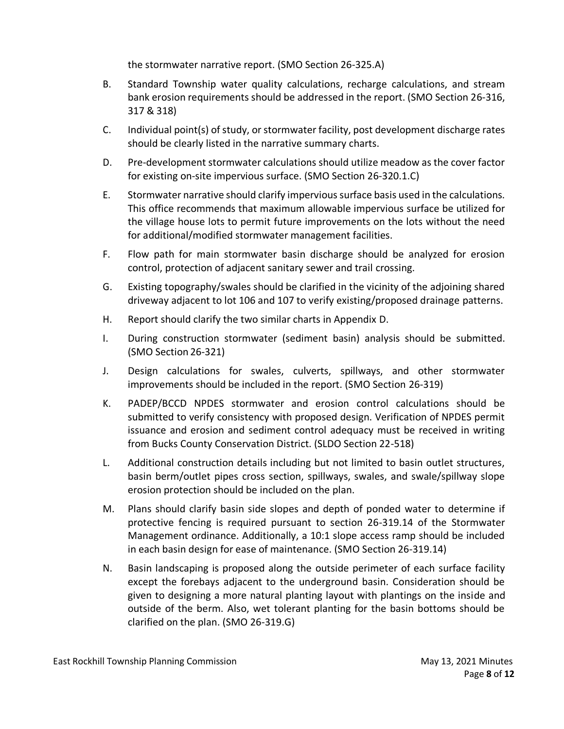the stormwater narrative report. (SMO Section 26-325.A)

B. Standard Township water quality calculations, recharge calculations, and stream bank erosion requirements should be addressed in the report. (SMO Section 26-316, 317 & 318)

C. Individual point(s) of study, or stormwater facility, post development discharge rates should be clearly listed in the narrative summary charts.

D. Pre-development stormwater calculations should utilize meadow as the cover factor for existing on-site impervious surface. (SMO Section 26-320.1.C)

E. Stormwater narrative should clarify impervious surface basis used in the calculations. This office recommends that maximum allowable impervious surface be utilized for the village house lots to permit future improvements on the lots without the need for additional/modified stormwater management facilities.

F. Flow path for main stormwater basin discharge should be analyzed for erosion control, protection of adjacent sanitary sewer and trail crossing.

G. Existing topography/swales should be clarified in the vicinity of the adjoining shared driveway adjacent to lot 106 and 107 to verify existing/proposed drainage patterns.

H. Report should clarify the two similar charts in Appendix D.

I. During construction stormwater (sediment basin) analysis should be submitted. (SMO Section 26-321)

J. Design calculations for swales, culverts, spillways, and other stormwater improvements should be included in the report. (SMO Section 26-319)

K. PADEP/BCCD NPDES stormwater and erosion control calculations should be submitted to verify consistency with proposed design. Verification of NPDES permit issuance and erosion and sediment control adequacy must be received in writing from Bucks County Conservation District. (SLDO Section 22-518)

L. Additional construction details including but not limited to basin outlet structures, basin berm/outlet pipes cross section, spillways, swales, and swale/spillway slope erosion protection should be included on the plan.

M. Plans should clarify basin side slopes and depth of ponded water to determine if protective fencing is required pursuant to section 26-319.14 of the Stormwater Management ordinance. Additionally, a 10:1 slope access ramp should be included in each basin design for ease of maintenance. (SMO Section 26-319.14)

N. Basin landscaping is proposed along the outside perimeter of each surface facility except the forebays adjacent to the underground basin. Consideration should be given to designing a more natural planting layout with plantings on the inside and outside of the berm. Also, wet tolerant planting for the basin bottoms should be clarified on the plan. (SMO 26-319.G)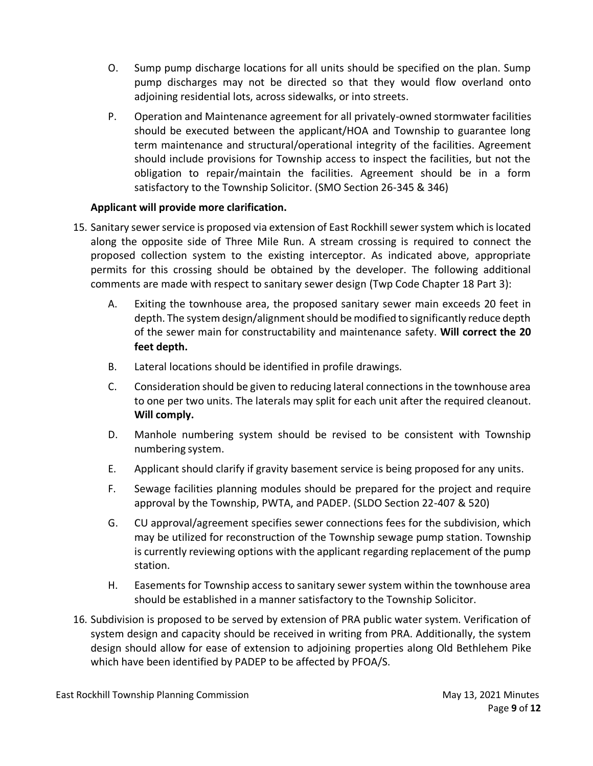O. Sump pump discharge locations for all units should be specified on the plan. Sump pump discharges may not be directed so that they would flow overland onto adjoining residential lots, across sidewalks, or into streets.

P. Operation and Maintenance agreement for all privately-owned stormwater facilities should be executed between the applicant/HOA and Township to guarantee long term maintenance and structural/operational integrity of the facilities. Agreement should include provisions for Township access to inspect the facilities, but not the obligation to repair/maintain the facilities. Agreement should be in a form satisfactory to the Township Solicitor. (SMO Section 26-345 & 346)

**Applicant will provide more clarification.**

15. Sanitary sewer service is proposed via extension of East Rockhill sewer system which is located along the opposite side of Three Mile Run. A stream crossing is required to connect the proposed collection system to the existing interceptor. As indicated above, appropriate permits for this crossing should be obtained by the developer. The following additional comments are made with respect to sanitary sewer design (Twp Code Chapter 18 Part 3):

    A. Exiting the townhouse area, the proposed sanitary sewer main exceeds 20 feet in depth. The system design/alignment should be modified to significantly reduce depth of the sewer main for constructability and maintenance safety. **Will correct the 20 feet depth.**

    B. Lateral locations should be identified in profile drawings.

    C. Consideration should be given to reducing lateral connections in the townhouse area to one per two units. The laterals may split for each unit after the required cleanout. **Will comply.**

    D. Manhole numbering system should be revised to be consistent with Township numbering system.

    E. Applicant should clarify if gravity basement service is being proposed for any units.

    F. Sewage facilities planning modules should be prepared for the project and require approval by the Township, PWTA, and PADEP. (SLDO Section 22-407 & 520)

    G. CU approval/agreement specifies sewer connections fees for the subdivision, which may be utilized for reconstruction of the Township sewage pump station. Township is currently reviewing options with the applicant regarding replacement of the pump station.

    H. Easements for Township access to sanitary sewer system within the townhouse area should be established in a manner satisfactory to the Township Solicitor.

16. Subdivision is proposed to be served by extension of PRA public water system. Verification of system design and capacity should be received in writing from PRA. Additionally, the system design should allow for ease of extension to adjoining properties along Old Bethlehem Pike which have been identified by PADEP to be affected by PFOA/S.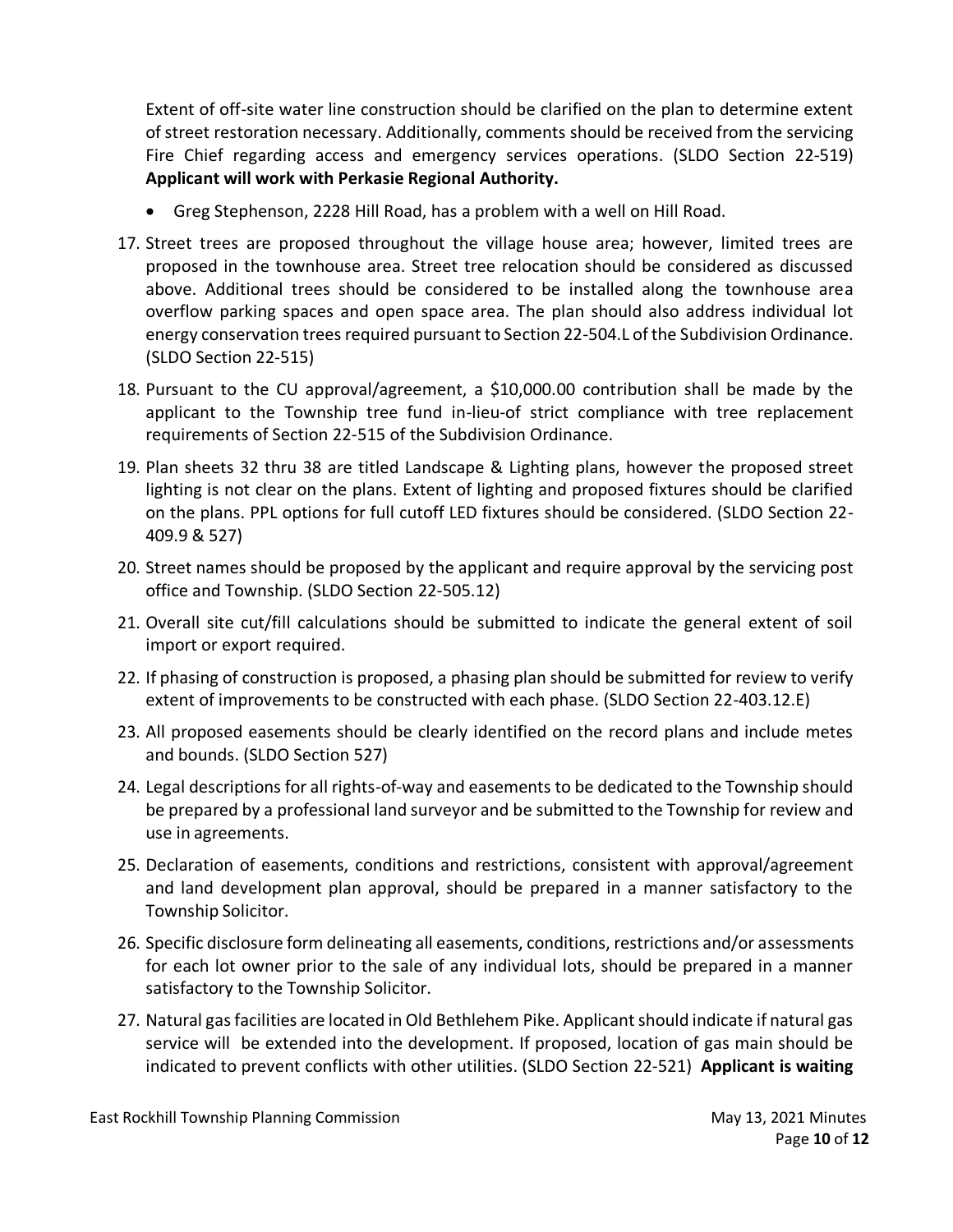Extent of off-site water line construction should be clarified on the plan to determine extent of street restoration necessary. Additionally, comments should be received from the servicing Fire Chief regarding access and emergency services operations. (SLDO Section 22-519) **Applicant will work with Perkasie Regional Authority.**

- Greg Stephenson, 2228 Hill Road, has a problem with a well on Hill Road.

17. Street trees are proposed throughout the village house area; however, limited trees are proposed in the townhouse area. Street tree relocation should be considered as discussed above. Additional trees should be considered to be installed along the townhouse area overflow parking spaces and open space area. The plan should also address individual lot energy conservation trees required pursuant to Section 22-504.L of the Subdivision Ordinance. (SLDO Section 22-515)
18. Pursuant to the CU approval/agreement, a $10,000.00 contribution shall be made by the applicant to the Township tree fund in-lieu-of strict compliance with tree replacement requirements of Section 22-515 of the Subdivision Ordinance.
19. Plan sheets 32 thru 38 are titled Landscape & Lighting plans, however the proposed street lighting is not clear on the plans. Extent of lighting and proposed fixtures should be clarified on the plans. PPL options for full cutoff LED fixtures should be considered. (SLDO Section 22-409.9 & 527)
20. Street names should be proposed by the applicant and require approval by the servicing post office and Township. (SLDO Section 22-505.12)
21. Overall site cut/fill calculations should be submitted to indicate the general extent of soil import or export required.
22. If phasing of construction is proposed, a phasing plan should be submitted for review to verify extent of improvements to be constructed with each phase. (SLDO Section 22-403.12.E)
23. All proposed easements should be clearly identified on the record plans and include metes and bounds. (SLDO Section 527)
24. Legal descriptions for all rights-of-way and easements to be dedicated to the Township should be prepared by a professional land surveyor and be submitted to the Township for review and use in agreements.
25. Declaration of easements, conditions and restrictions, consistent with approval/agreement and land development plan approval, should be prepared in a manner satisfactory to the Township Solicitor.
26. Specific disclosure form delineating all easements, conditions, restrictions and/or assessments for each lot owner prior to the sale of any individual lots, should be prepared in a manner satisfactory to the Township Solicitor.
27. Natural gas facilities are located in Old Bethlehem Pike. Applicant should indicate if natural gas service will be extended into the development. If proposed, location of gas main should be indicated to prevent conflicts with other utilities. (SLDO Section 22-521) **Applicant is waiting**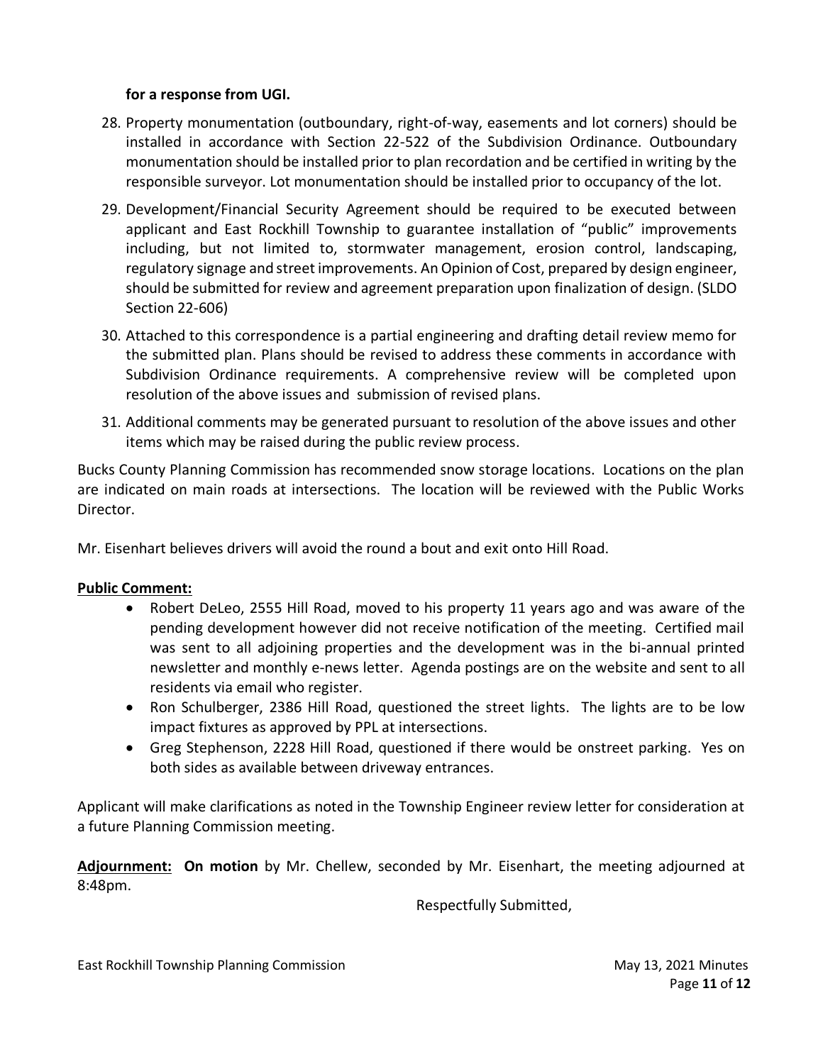**for a response from UGI.**

28. Property monumentation (outboundary, right-of-way, easements and lot corners) should be installed in accordance with Section 22-522 of the Subdivision Ordinance. Outboundary monumentation should be installed prior to plan recordation and be certified in writing by the responsible surveyor. Lot monumentation should be installed prior to occupancy of the lot.
29. Development/Financial Security Agreement should be required to be executed between applicant and East Rockhill Township to guarantee installation of "public" improvements including, but not limited to, stormwater management, erosion control, landscaping, regulatory signage and street improvements. An Opinion of Cost, prepared by design engineer, should be submitted for review and agreement preparation upon finalization of design. (SLDO Section 22-606)
30. Attached to this correspondence is a partial engineering and drafting detail review memo for the submitted plan. Plans should be revised to address these comments in accordance with Subdivision Ordinance requirements. A comprehensive review will be completed upon resolution of the above issues and submission of revised plans.
31. Additional comments may be generated pursuant to resolution of the above issues and other items which may be raised during the public review process.

Bucks County Planning Commission has recommended snow storage locations. Locations on the plan are indicated on main roads at intersections. The location will be reviewed with the Public Works Director.

Mr. Eisenhart believes drivers will avoid the round a bout and exit onto Hill Road.

**Public Comment:**

- Robert DeLeo, 2555 Hill Road, moved to his property 11 years ago and was aware of the pending development however did not receive notification of the meeting. Certified mail was sent to all adjoining properties and the development was in the bi-annual printed newsletter and monthly e-news letter. Agenda postings are on the website and sent to all residents via email who register.
- Ron Schulberger, 2386 Hill Road, questioned the street lights. The lights are to be low impact fixtures as approved by PPL at intersections.
- Greg Stephenson, 2228 Hill Road, questioned if there would be onstreet parking. Yes on both sides as available between driveway entrances.

Applicant will make clarifications as noted in the Township Engineer review letter for consideration at a future Planning Commission meeting.

**Adjournment: On motion** by Mr. Chellew, seconded by Mr. Eisenhart, the meeting adjourned at 8:48pm.

Respectfully Submitted,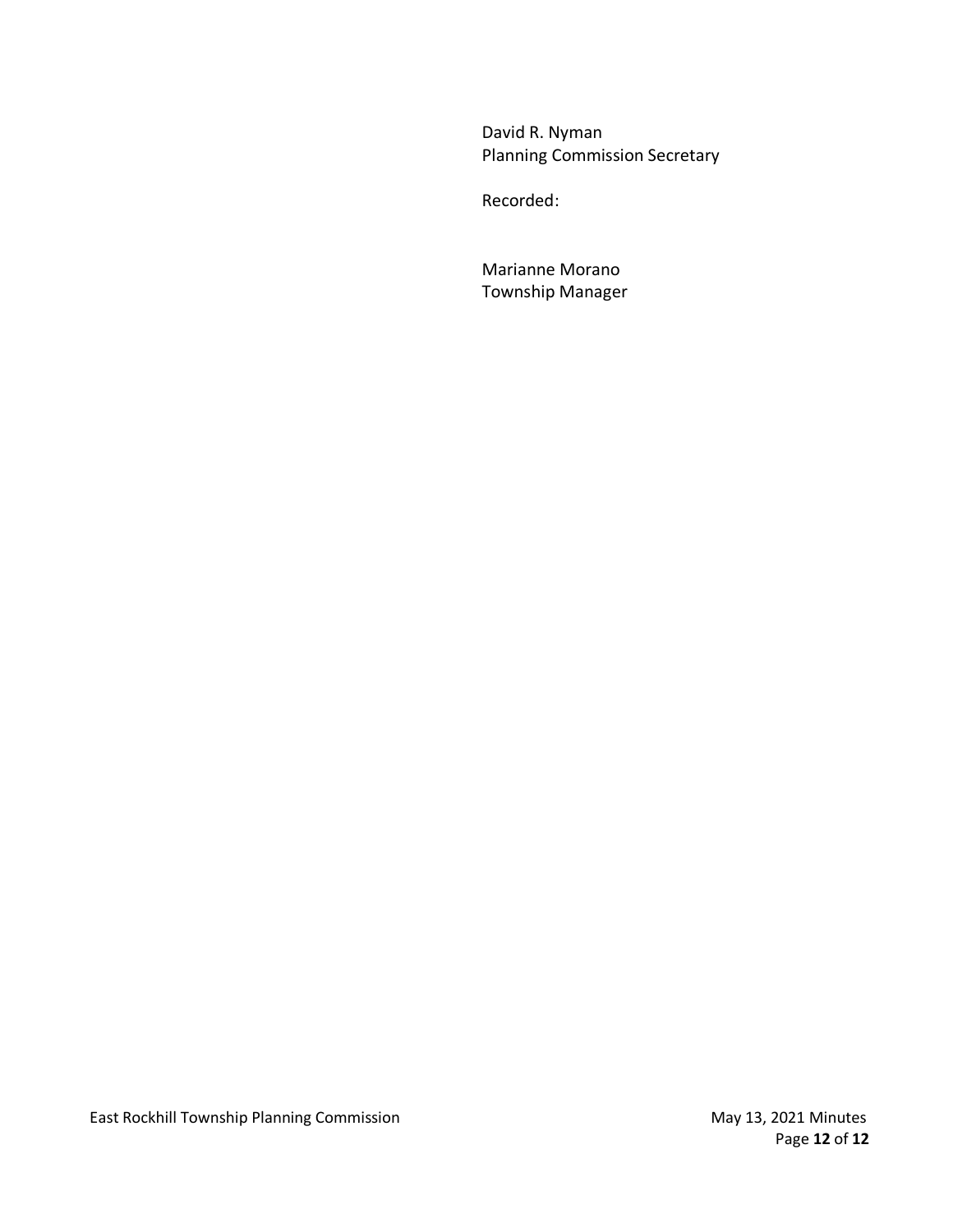David R. Nyman
Planning Commission Secretary

Recorded:

Marianne Morano
Township Manager